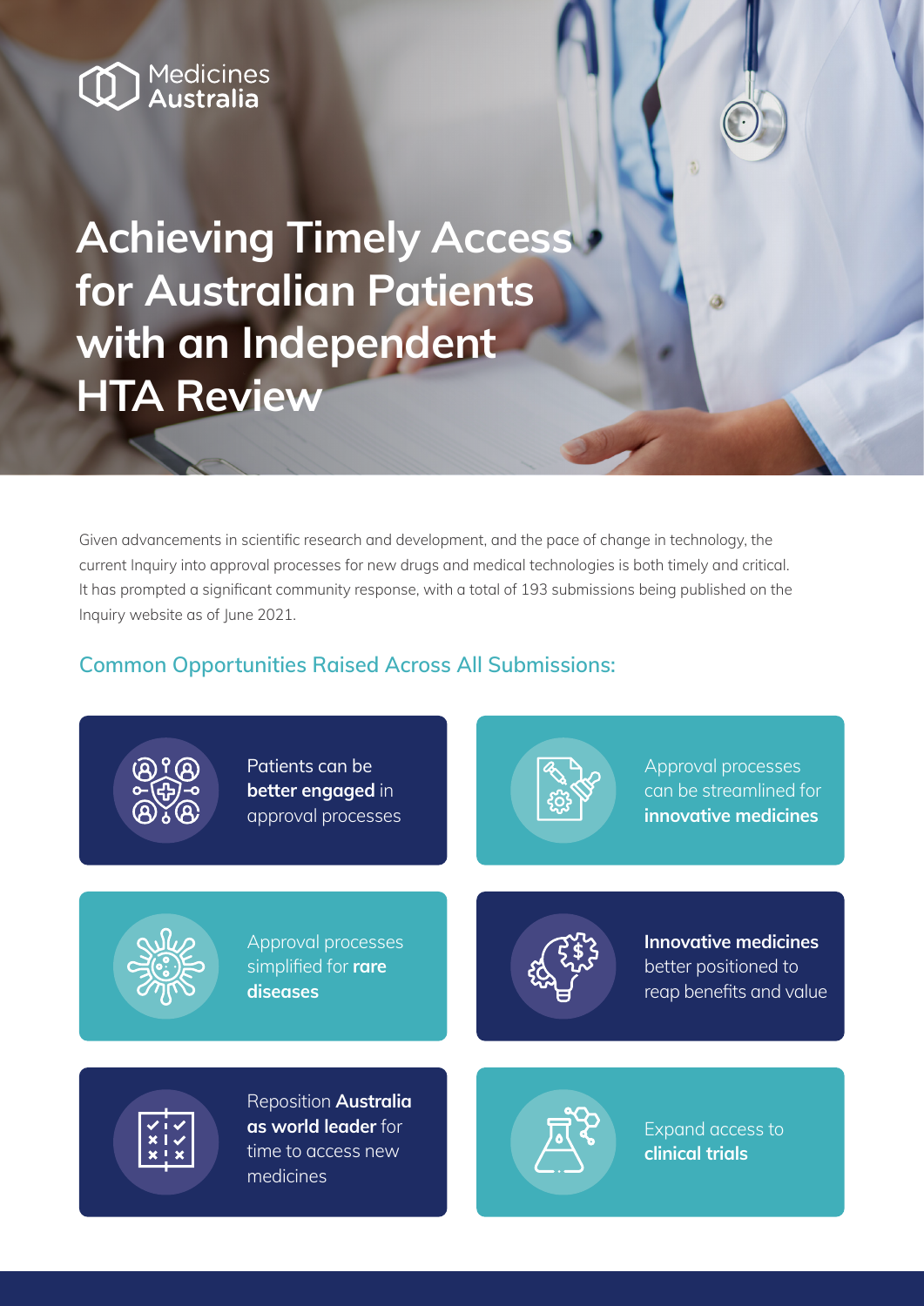Medicines Australia

# Achieving Timely Access for Australian Patients with an Independent HTA Review

Given advancements in scientific research and development, and the pace of change in technology, the current Inquiry into approval processes for new drugs and medical technologies is both timely and critical. It has prompted a significant community response, with a total of 193 submissions being published on the Inquiry website as of June 2021.

## Common Opportunities Raised Across All Submissions:

- Patients can be **better engaged** in approval processes
- Approval processes can be streamlined for **innovative medicines**
- Approval processes simplified for **rare diseases**
- **Innovative medicines** better positioned to reap benefits and value
- Reposition **Australia as world leader** for time to access new medicines
- Expand access to **clinical trials**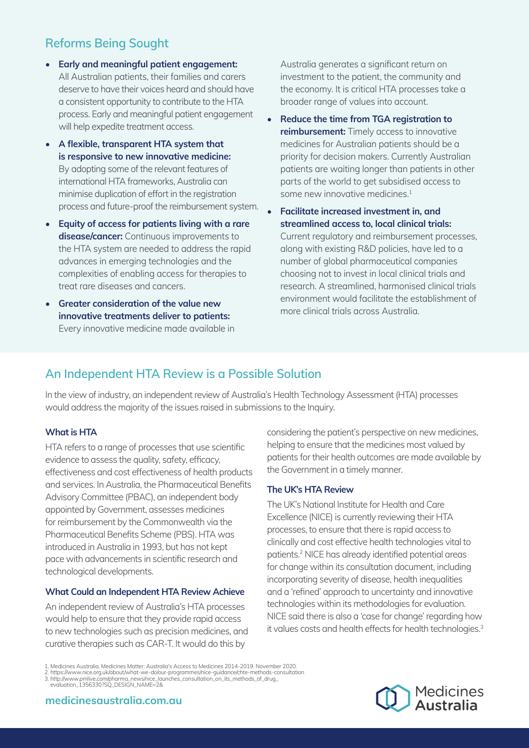## Reforms Being Sought

- **Early and meaningful patient engagement:** All Australian patients, their families and carers deserve to have their voices heard and should have a consistent opportunity to contribute to the HTA process. Early and meaningful patient engagement will help expedite treatment access.
- **A flexible, transparent HTA system that is responsive to new innovative medicine:** By adopting some of the relevant features of international HTA frameworks, Australia can minimise duplication of effort in the registration process and future-proof the reimbursement system.
- **Equity of access for patients living with a rare disease/cancer:** Continuous improvements to the HTA system are needed to address the rapid advances in emerging technologies and the complexities of enabling access for therapies to treat rare diseases and cancers.
- **Greater consideration of the value new innovative treatments deliver to patients:** Every innovative medicine made available in Australia generates a significant return on investment to the patient, the community and the economy. It is critical HTA processes take a broader range of values into account.
- **Reduce the time from TGA registration to reimbursement:** Timely access to innovative medicines for Australian patients should be a priority for decision makers. Currently Australian patients are waiting longer than patients in other parts of the world to get subsidised access to some new innovative medicines.[1]
- **Facilitate increased investment in, and streamlined access to, local clinical trials:** Current regulatory and reimbursement processes, along with existing R&D policies, have led to a number of global pharmaceutical companies choosing not to invest in local clinical trials and research. A streamlined, harmonised clinical trials environment would facilitate the establishment of more clinical trials across Australia.

## An Independent HTA Review is a Possible Solution

In the view of industry, an independent review of Australia's Health Technology Assessment (HTA) processes would address the majority of the issues raised in submissions to the Inquiry.

### What is HTA

HTA refers to a range of processes that use scientific evidence to assess the quality, safety, efficacy, effectiveness and cost effectiveness of health products and services. In Australia, the Pharmaceutical Benefits Advisory Committee (PBAC), an independent body appointed by Government, assesses medicines for reimbursement by the Commonwealth via the Pharmaceutical Benefits Scheme (PBS). HTA was introduced in Australia in 1993, but has not kept pace with advancements in scientific research and technological developments.

### What Could an Independent HTA Review Achieve

An independent review of Australia's HTA processes would help to ensure that they provide rapid access to new technologies such as precision medicines, and curative therapies such as CAR-T. It would do this by considering the patient's perspective on new medicines, helping to ensure that the medicines most valued by patients for their health outcomes are made available by the Government in a timely manner.

### The UK's HTA Review

The UK's National Institute for Health and Care Excellence (NICE) is currently reviewing their HTA processes, to ensure that there is rapid access to clinically and cost effective health technologies vital to patients.[2] NICE has already identified potential areas for change within its consultation document, including incorporating severity of disease, health inequalities and a 'refined' approach to uncertainty and innovative technologies within its methodologies for evaluation. NICE said there is also a 'case for change' regarding how it values costs and health effects for health technologies.[3]

1. Medicines Australia. Medicines Matter: Australia's Access to Medicines 2014-2019. November 2020.
2. https://www.nice.org.uk/about/what-we-do/our-programmes/nice-guidance/chte-methods-consultation
3. http://www.pmlive.com/pharma_news/nice_launches_consultation_on_its_methods_of_drug_evaluation_1356330?SQ_DESIGN_NAME=2&

medicinesaustralia.com.au

Medicines Australia